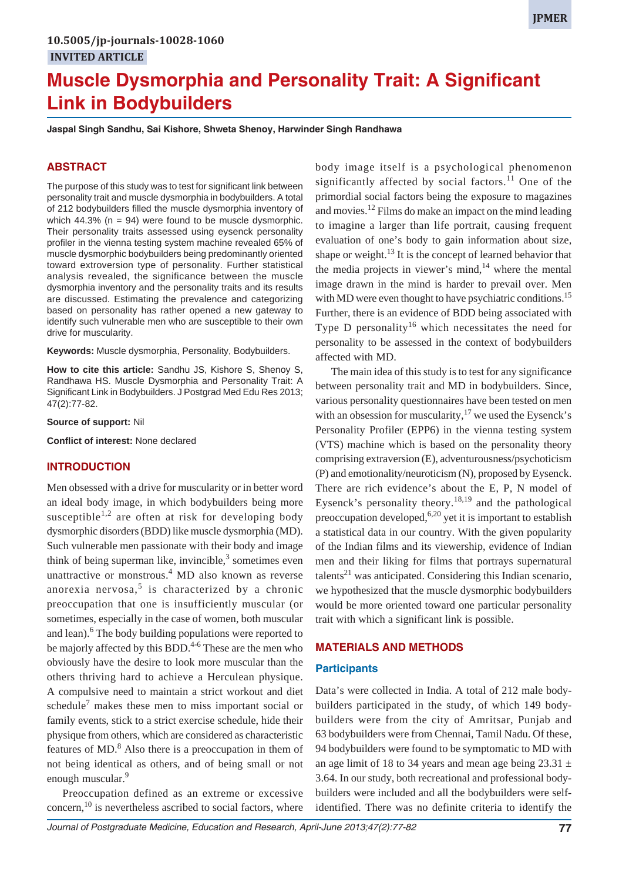10.5005/jp-journals-10028-1060

INVITED ARTICLE

# Muscle Dysmorphia and Personality Trait: A Significant Link in Bodybuilders

**Jaspal Singh Sandhu, Sai Kishore, Shweta Shenoy, Harwinder Singh Randhawa**

## ABSTRACT

The purpose of this study was to test for significant link between personality trait and muscle dysmorphia in bodybuilders. A total of 212 bodybuilders filled the muscle dysmorphia inventory of which 44.3% (n = 94) were found to be muscle dysmorphic. Their personality traits assessed using eysenck personality profiler in the vienna testing system machine revealed 65% of muscle dysmorphic bodybuilders being predominantly oriented toward extroversion type of personality. Further statistical analysis revealed, the significance between the muscle dysmorphia inventory and the personality traits and its results are discussed. Estimating the prevalence and categorizing based on personality has rather opened a new gateway to identify such vulnerable men who are susceptible to their own drive for muscularity.

**Keywords:** Muscle dysmorphia, Personality, Bodybuilders.

**How to cite this article:** Sandhu JS, Kishore S, Shenoy S, Randhawa HS. Muscle Dysmorphia and Personality Trait: A Significant Link in Bodybuilders. J Postgrad Med Edu Res 2013; 47(2):77-82.

**Source of support:** Nil

**Conflict of interest:** None declared

## INTRODUCTION

Men obsessed with a drive for muscularity or in better word an ideal body image, in which bodybuilders being more susceptible[1,2] are often at risk for developing body dysmorphic disorders (BDD) like muscle dysmorphia (MD). Such vulnerable men passionate with their body and image think of being superman like, invincible,[3] sometimes even unattractive or monstrous.[4] MD also known as reverse anorexia nervosa,[5] is characterized by a chronic preoccupation that one is insufficiently muscular (or sometimes, especially in the case of women, both muscular and lean).[6] The body building populations were reported to be majorly affected by this BDD.[4-6] These are the men who obviously have the desire to look more muscular than the others thriving hard to achieve a Herculean physique. A compulsive need to maintain a strict workout and diet schedule[7] makes these men to miss important social or family events, stick to a strict exercise schedule, hide their physique from others, which are considered as characteristic features of MD.[8] Also there is a preoccupation in them of not being identical as others, and of being small or not enough muscular.[9]

Preoccupation defined as an extreme or excessive concern,[10] is nevertheless ascribed to social factors, where body image itself is a psychological phenomenon significantly affected by social factors.[11] One of the primordial social factors being the exposure to magazines and movies.[12] Films do make an impact on the mind leading to imagine a larger than life portrait, causing frequent evaluation of one's body to gain information about size, shape or weight.[13] It is the concept of learned behavior that the media projects in viewer's mind,[14] where the mental image drawn in the mind is harder to prevail over. Men with MD were even thought to have psychiatric conditions.[15] Further, there is an evidence of BDD being associated with Type D personality[16] which necessitates the need for personality to be assessed in the context of bodybuilders affected with MD.

The main idea of this study is to test for any significance between personality trait and MD in bodybuilders. Since, various personality questionnaires have been tested on men with an obsession for muscularity,[17] we used the Eysenck's Personality Profiler (EPP6) in the vienna testing system (VTS) machine which is based on the personality theory comprising extraversion (E), adventurousness/psychoticism (P) and emotionality/neuroticism (N), proposed by Eysenck. There are rich evidence's about the E, P, N model of Eysenck's personality theory.[18,19] and the pathological preoccupation developed,[6,20] yet it is important to establish a statistical data in our country. With the given popularity of the Indian films and its viewership, evidence of Indian men and their liking for films that portrays supernatural talents[21] was anticipated. Considering this Indian scenario, we hypothesized that the muscle dysmorphic bodybuilders would be more oriented toward one particular personality trait with which a significant link is possible.

## MATERIALS AND METHODS

### Participants

Data's were collected in India. A total of 212 male bodybuilders participated in the study, of which 149 bodybuilders were from the city of Amritsar, Punjab and 63 bodybuilders were from Chennai, Tamil Nadu. Of these, 94 bodybuilders were found to be symptomatic to MD with an age limit of 18 to 34 years and mean age being 23.31 ± 3.64. In our study, both recreational and professional bodybuilders were included and all the bodybuilders were self-identified. There was no definite criteria to identify the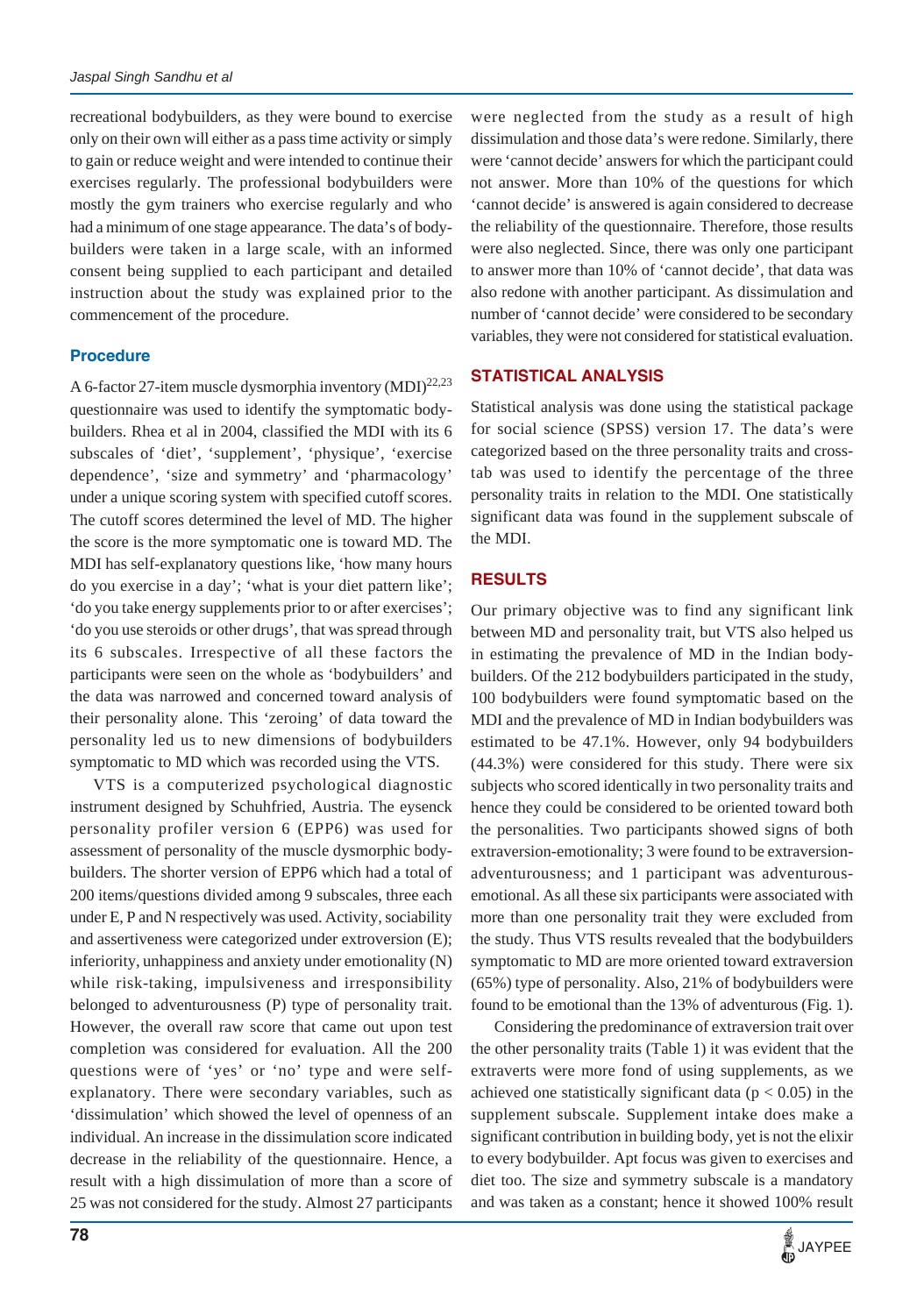recreational bodybuilders, as they were bound to exercise only on their own will either as a pass time activity or simply to gain or reduce weight and were intended to continue their exercises regularly. The professional bodybuilders were mostly the gym trainers who exercise regularly and who had a minimum of one stage appearance. The data's of bodybuilders were taken in a large scale, with an informed consent being supplied to each participant and detailed instruction about the study was explained prior to the commencement of the procedure.

### Procedure

A 6-factor 27-item muscle dysmorphia inventory (MDI)[22,23] questionnaire was used to identify the symptomatic bodybuilders. Rhea et al in 2004, classified the MDI with its 6 subscales of 'diet', 'supplement', 'physique', 'exercise dependence', 'size and symmetry' and 'pharmacology' under a unique scoring system with specified cutoff scores. The cutoff scores determined the level of MD. The higher the score is the more symptomatic one is toward MD. The MDI has self-explanatory questions like, 'how many hours do you exercise in a day'; 'what is your diet pattern like'; 'do you take energy supplements prior to or after exercises'; 'do you use steroids or other drugs', that was spread through its 6 subscales. Irrespective of all these factors the participants were seen on the whole as 'bodybuilders' and the data was narrowed and concerned toward analysis of their personality alone. This 'zeroing' of data toward the personality led us to new dimensions of bodybuilders symptomatic to MD which was recorded using the VTS.

VTS is a computerized psychological diagnostic instrument designed by Schuhfried, Austria. The eysenck personality profiler version 6 (EPP6) was used for assessment of personality of the muscle dysmorphic bodybuilders. The shorter version of EPP6 which had a total of 200 items/questions divided among 9 subscales, three each under E, P and N respectively was used. Activity, sociability and assertiveness were categorized under extroversion (E); inferiority, unhappiness and anxiety under emotionality (N) while risk-taking, impulsiveness and irresponsibility belonged to adventurousness (P) type of personality trait. However, the overall raw score that came out upon test completion was considered for evaluation. All the 200 questions were of 'yes' or 'no' type and were self-explanatory. There were secondary variables, such as 'dissimulation' which showed the level of openness of an individual. An increase in the dissimulation score indicated decrease in the reliability of the questionnaire. Hence, a result with a high dissimulation of more than a score of 25 was not considered for the study. Almost 27 participants were neglected from the study as a result of high dissimulation and those data's were redone. Similarly, there were 'cannot decide' answers for which the participant could not answer. More than 10% of the questions for which 'cannot decide' is answered is again considered to decrease the reliability of the questionnaire. Therefore, those results were also neglected. Since, there was only one participant to answer more than 10% of 'cannot decide', that data was also redone with another participant. As dissimulation and number of 'cannot decide' were considered to be secondary variables, they were not considered for statistical evaluation.

## STATISTICAL ANALYSIS

Statistical analysis was done using the statistical package for social science (SPSS) version 17. The data's were categorized based on the three personality traits and cross-tab was used to identify the percentage of the three personality traits in relation to the MDI. One statistically significant data was found in the supplement subscale of the MDI.

## RESULTS

Our primary objective was to find any significant link between MD and personality trait, but VTS also helped us in estimating the prevalence of MD in the Indian bodybuilders. Of the 212 bodybuilders participated in the study, 100 bodybuilders were found symptomatic based on the MDI and the prevalence of MD in Indian bodybuilders was estimated to be 47.1%. However, only 94 bodybuilders (44.3%) were considered for this study. There were six subjects who scored identically in two personality traits and hence they could be considered to be oriented toward both the personalities. Two participants showed signs of both extraversion-emotionality; 3 were found to be extraversion-adventurousness; and 1 participant was adventurous-emotional. As all these six participants were associated with more than one personality trait they were excluded from the study. Thus VTS results revealed that the bodybuilders symptomatic to MD are more oriented toward extraversion (65%) type of personality. Also, 21% of bodybuilders were found to be emotional than the 13% of adventurous (Fig. 1).

Considering the predominance of extraversion trait over the other personality traits (Table 1) it was evident that the extraverts were more fond of using supplements, as we achieved one statistically significant data ($p < 0.05$) in the supplement subscale. Supplement intake does make a significant contribution in building body, yet is not the elixir to every bodybuilder. Apt focus was given to exercises and diet too. The size and symmetry subscale is a mandatory and was taken as a constant; hence it showed 100% result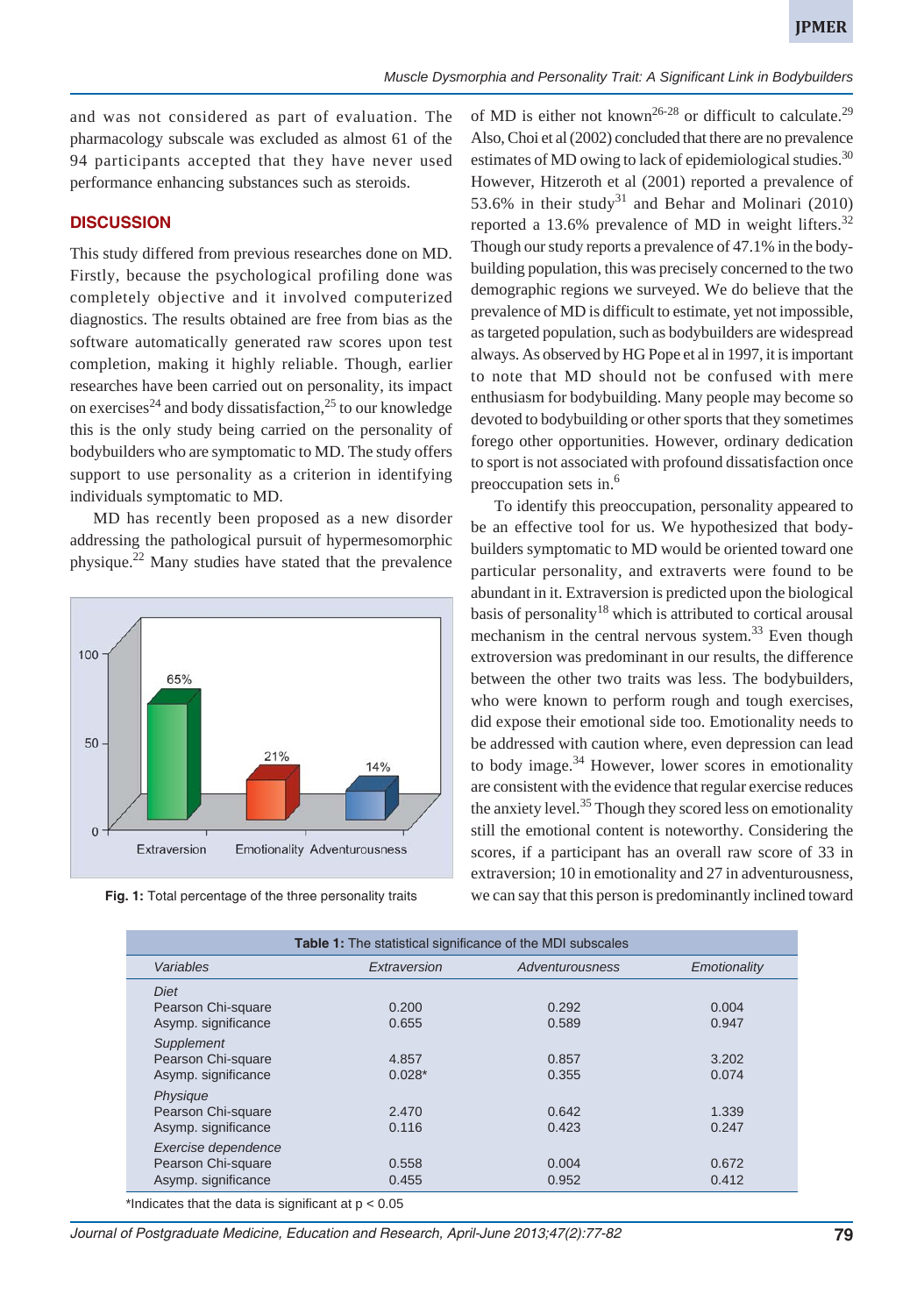and was not considered as part of evaluation. The pharmacology subscale was excluded as almost 61 of the 94 participants accepted that they have never used performance enhancing substances such as steroids.

## DISCUSSION

This study differed from previous researches done on MD. Firstly, because the psychological profiling done was completely objective and it involved computerized diagnostics. The results obtained are free from bias as the software automatically generated raw scores upon test completion, making it highly reliable. Though, earlier researches have been carried out on personality, its impact on exercises[24] and body dissatisfaction,[25] to our knowledge this is the only study being carried on the personality of bodybuilders who are symptomatic to MD. The study offers support to use personality as a criterion in identifying individuals symptomatic to MD.

MD has recently been proposed as a new disorder addressing the pathological pursuit of hypermesomorphic physique.[22] Many studies have stated that the prevalence of MD is either not known[26-28] or difficult to calculate.[29] Also, Choi et al (2002) concluded that there are no prevalence estimates of MD owing to lack of epidemiological studies.[30] However, Hitzeroth et al (2001) reported a prevalence of 53.6% in their study[31] and Behar and Molinari (2010) reported a 13.6% prevalence of MD in weight lifters.[32] Though our study reports a prevalence of 47.1% in the bodybuilding population, this was precisely concerned to the two demographic regions we surveyed. We do believe that the prevalence of MD is difficult to estimate, yet not impossible, as targeted population, such as bodybuilders are widespread always. As observed by HG Pope et al in 1997, it is important to note that MD should not be confused with mere enthusiasm for bodybuilding. Many people may become so devoted to bodybuilding or other sports that they sometimes forego other opportunities. However, ordinary dedication to sport is not associated with profound dissatisfaction once preoccupation sets in.[6]

To identify this preoccupation, personality appeared to be an effective tool for us. We hypothesized that bodybuilders symptomatic to MD would be oriented toward one particular personality, and extraverts were found to be abundant in it. Extraversion is predicted upon the biological basis of personality[18] which is attributed to cortical arousal mechanism in the central nervous system.[33] Even though extroversion was predominant in our results, the difference between the other two traits was less. The bodybuilders, who were known to perform rough and tough exercises, did expose their emotional side too. Emotionality needs to be addressed with caution where, even depression can lead to body image.[34] However, lower scores in emotionality are consistent with the evidence that regular exercise reduces the anxiety level.[35] Though they scored less on emotionality still the emotional content is noteworthy. Considering the scores, if a participant has an overall raw score of 33 in extraversion; 10 in emotionality and 27 in adventurousness, we can say that this person is predominantly inclined toward

**Fig. 1:** Total percentage of the three personality traits

**Table 1:** The statistical significance of the MDI subscales

| *Variables* | *Extraversion* | *Adventurousness* | *Emotionality* |
|---|---|---|---|
| *Diet* | | | |
| Pearson Chi-square | 0.200 | 0.292 | 0.004 |
| Asymp. significance | 0.655 | 0.589 | 0.947 |
| *Supplement* | | | |
| Pearson Chi-square | 4.857 | 0.857 | 3.202 |
| Asymp. significance | 0.028* | 0.355 | 0.074 |
| *Physique* | | | |
| Pearson Chi-square | 2.470 | 0.642 | 1.339 |
| Asymp. significance | 0.116 | 0.423 | 0.247 |
| *Exercise dependence* | | | |
| Pearson Chi-square | 0.558 | 0.004 | 0.672 |
| Asymp. significance | 0.455 | 0.952 | 0.412 |

*Indicates that the data is significant at $p < 0.05$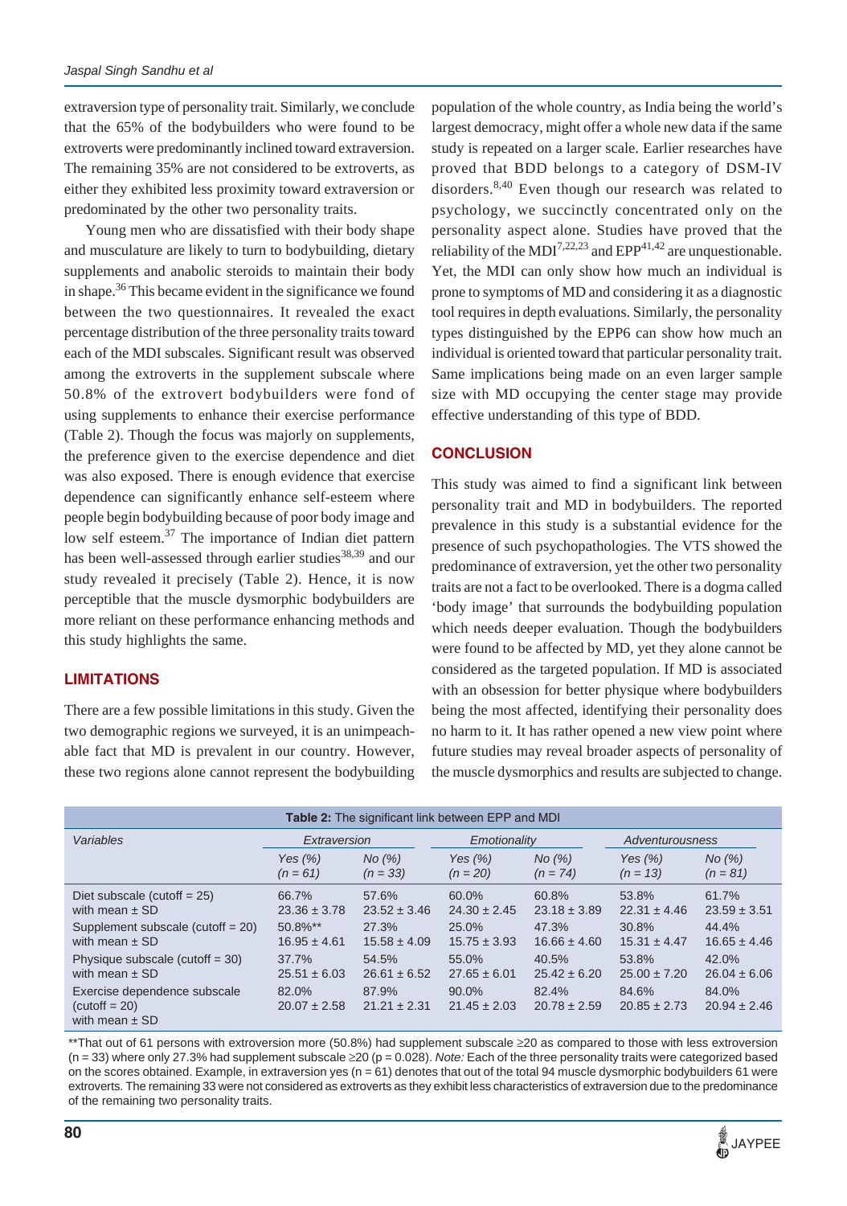extraversion type of personality trait. Similarly, we conclude that the 65% of the bodybuilders who were found to be extroverts were predominantly inclined toward extraversion. The remaining 35% are not considered to be extroverts, as either they exhibited less proximity toward extraversion or predominated by the other two personality traits.

Young men who are dissatisfied with their body shape and musculature are likely to turn to bodybuilding, dietary supplements and anabolic steroids to maintain their body in shape.[36] This became evident in the significance we found between the two questionnaires. It revealed the exact percentage distribution of the three personality traits toward each of the MDI subscales. Significant result was observed among the extroverts in the supplement subscale where 50.8% of the extrovert bodybuilders were fond of using supplements to enhance their exercise performance (Table 2). Though the focus was majorly on supplements, the preference given to the exercise dependence and diet was also exposed. There is enough evidence that exercise dependence can significantly enhance self-esteem where people begin bodybuilding because of poor body image and low self esteem.[37] The importance of Indian diet pattern has been well-assessed through earlier studies[38,39] and our study revealed it precisely (Table 2). Hence, it is now perceptible that the muscle dysmorphic bodybuilders are more reliant on these performance enhancing methods and this study highlights the same.

## LIMITATIONS

There are a few possible limitations in this study. Given the two demographic regions we surveyed, it is an unimpeachable fact that MD is prevalent in our country. However, these two regions alone cannot represent the bodybuilding population of the whole country, as India being the world's largest democracy, might offer a whole new data if the same study is repeated on a larger scale. Earlier researches have proved that BDD belongs to a category of DSM-IV disorders.[8,40] Even though our research was related to psychology, we succinctly concentrated only on the personality aspect alone. Studies have proved that the reliability of the MDI[7,22,23] and EPP[41,42] are unquestionable. Yet, the MDI can only show how much an individual is prone to symptoms of MD and considering it as a diagnostic tool requires in depth evaluations. Similarly, the personality types distinguished by the EPP6 can show how much an individual is oriented toward that particular personality trait. Same implications being made on an even larger sample size with MD occupying the center stage may provide effective understanding of this type of BDD.

## CONCLUSION

This study was aimed to find a significant link between personality trait and MD in bodybuilders. The reported prevalence in this study is a substantial evidence for the presence of such psychopathologies. The VTS showed the predominance of extravasion, yet the other two personality traits are not a fact to be overlooked. There is a dogma called 'body image' that surrounds the bodybuilding population which needs deeper evaluation. Though the bodybuilders were found to be affected by MD, yet they alone cannot be considered as the targeted population. If MD is associated with an obsession for better physique where bodybuilders being the most affected, identifying their personality does no harm to it. It has rather opened a new view point where future studies may reveal broader aspects of personality of the muscle dysmorphics and results are subjected to change.

**Table 2:** The significant link between EPP and MDI

| *Variables* | *Extraversion* | | *Emotionality* | | *Adventurousness* | |
|---|---|---|---|---|---|---|
| | *Yes (%) (n = 61)* | *No (%) (n = 33)* | *Yes (%) (n = 20)* | *No (%) (n = 74)* | *Yes (%) (n = 13)* | *No (%) (n = 81)* |
| Diet subscale (cutoff = 25) with mean ± SD | 66.7% 23.36 ± 3.78 | 57.6% 23.52 ± 3.46 | 60.0% 24.30 ± 2.45 | 60.8% 23.18 ± 3.89 | 53.8% 22.31 ± 4.46 | 61.7% 23.59 ± 3.51 |
| Supplement subscale (cutoff = 20) with mean ± SD | 50.8%** 16.95 ± 4.61 | 27.3% 15.58 ± 4.09 | 25.0% 15.75 ± 3.93 | 47.3% 16.66 ± 4.60 | 30.8% 15.31 ± 4.47 | 44.4% 16.65 ± 4.46 |
| Physique subscale (cutoff = 30) with mean ± SD | 37.7% 25.51 ± 6.03 | 54.5% 26.61 ± 6.52 | 55.0% 27.65 ± 6.01 | 40.5% 25.42 ± 6.20 | 53.8% 25.00 ± 7.20 | 42.0% 26.04 ± 6.06 |
| Exercise dependence subscale (cutoff = 20) with mean ± SD | 82.0% 20.07 ± 2.58 | 87.9% 21.21 ± 2.31 | 90.0% 21.45 ± 2.03 | 82.4% 20.78 ± 2.59 | 84.6% 20.85 ± 2.73 | 84.0% 20.94 ± 2.46 |

**That out of 61 persons with extroversion more (50.8%) had supplement subscale ≥20 as compared to those with less extroversion (n = 33) where only 27.3% had supplement subscale ≥20 (p = 0.028). *Note:* Each of the three personality traits were categorized based on the scores obtained. Example, in extraversion yes (n = 61) denotes that out of the total 94 muscle dysmorphic bodybuilders 61 were extroverts. The remaining 33 were not considered as extroverts as they exhibit less characteristics of extraversion due to the predominance of the remaining two personality traits.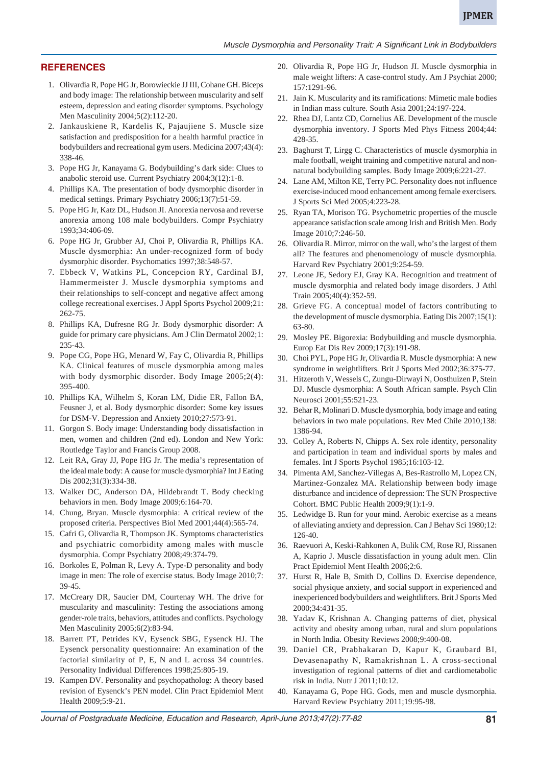## REFERENCES

1. Olivardia R, Pope HG Jr, Borowieckie JJ III, Cohane GH. Biceps and body image: The relationship between muscularity and self esteem, depression and eating disorder symptoms. Psychology Men Masculinity 2004;5(2):112-20.
2. Jankauskiene R, Kardelis K, Pajaujiene S. Muscle size satisfaction and predisposition for a health harmful practice in bodybuilders and recreational gym users. Medicina 2007;43(4): 338-46.
3. Pope HG Jr, Kanayama G. Bodybuilding's dark side: Clues to anabolic steroid use. Current Psychiatry 2004;3(12):1-8.
4. Phillips KA. The presentation of body dysmorphic disorder in medical settings. Primary Psychiatry 2006;13(7):51-59.
5. Pope HG Jr, Katz DL, Hudson JI. Anorexia nervosa and reverse anorexia among 108 male bodybuilders. Compr Psychiatry 1993;34:406-09.
6. Pope HG Jr, Grubber AJ, Choi P, Olivardia R, Phillips KA. Muscle dysmorphia: An under-recognized form of body dysmorphic disorder. Psychomatics 1997;38:548-57.
7. Ebbeck V, Watkins PL, Concepcion RY, Cardinal BJ, Hammermeister J. Muscle dysmorphia symptoms and their relationships to self-concept and negative affect among college recreational exercises. J Appl Sports Psychol 2009;21: 262-75.
8. Phillips KA, Dufresne RG Jr. Body dysmorphic disorder: A guide for primary care physicians. Am J Clin Dermatol 2002;1: 235-43.
9. Pope CG, Pope HG, Menard W, Fay C, Olivardia R, Phillips KA. Clinical features of muscle dysmorphia among males with body dysmorphic disorder. Body Image 2005;2(4): 395-400.
10. Phillips KA, Wilhelm S, Koran LM, Didie ER, Fallon BA, Feusner J, et al. Body dysmorphic disorder: Some key issues for DSM-V. Depression and Anxiety 2010;27:573-91.
11. Gorgon S. Body image: Understanding body dissatisfaction in men, women and children (2nd ed). London and New York: Routledge Taylor and Francis Group 2008.
12. Leit RA, Gray JJ, Pope HG Jr. The media's representation of the ideal male body: A cause for muscle dysmorphia? Int J Eating Dis 2002;31(3):334-38.
13. Walker DC, Anderson DA, Hildebrandt T. Body checking behaviors in men. Body Image 2009;6:164-70.
14. Chung, Bryan. Muscle dysmorphia: A critical review of the proposed criteria. Perspectives Biol Med 2001;44(4):565-74.
15. Cafri G, Olivardia R, Thompson JK. Symptoms characteristics and psychiatric comorbidity among males with muscle dysmorphia. Compr Psychiatry 2008;49:374-79.
16. Borkoles E, Polman R, Levy A. Type-D personality and body image in men: The role of exercise status. Body Image 2010;7: 39-45.
17. McCreary DR, Saucier DM, Courtenay WH. The drive for muscularity and masculinity: Testing the associations among gender-role traits, behaviors, attitudes and conflicts. Psychology Men Masculinity 2005;6(2):83-94.
18. Barrett PT, Petrides KV, Eysenck SBG, Eysenck HJ. The Eysenck personality questionnaire: An examination of the factorial similarity of P, E, N and L across 34 countries. Personality Individual Differences 1998;25:805-19.
19. Kampen DV. Personality and psychopatholog: A theory based revision of Eysenck's PEN model. Clin Pract Epidemiol Ment Health 2009;5:9-21.
20. Olivardia R, Pope HG Jr, Hudson JI. Muscle dysmorphia in male weight lifters: A case-control study. Am J Psychiat 2000; 157:1291-96.
21. Jain K. Muscularity and its ramifications: Mimetic male bodies in Indian mass culture. South Asia 2001;24:197-224.
22. Rhea DJ, Lantz CD, Cornelius AE. Development of the muscle dysmorphia inventory. J Sports Med Phys Fitness 2004;44: 428-35.
23. Baghurst T, Lirgg C. Characteristics of muscle dysmorphia in male football, weight training and competitive natural and non-natural bodybuilding samples. Body Image 2009;6:221-27.
24. Lane AM, Milton KE, Terry PC. Personality does not influence exercise-induced mood enhancement among female exercisers. J Sports Sci Med 2005;4:223-28.
25. Ryan TA, Morison TG. Psychometric properties of the muscle appearance satisfaction scale among Irish and British Men. Body Image 2010;7:246-50.
26. Olivardia R. Mirror, mirror on the wall, who's the largest of them all? The features and phenomenology of muscle dysmorphia. Harvard Rev Psychiatry 2001;9:254-59.
27. Leone JE, Sedory EJ, Gray KA. Recognition and treatment of muscle dysmorphia and related body image disorders. J Athl Train 2005;40(4):352-59.
28. Grieve FG. A conceptual model of factors contributing to the development of muscle dysmorphia. Eating Dis 2007;15(1): 63-80.
29. Mosley PE. Bigorexia: Bodybuilding and muscle dysmorphia. Europ Eat Dis Rev 2009;17(3):191-98.
30. Choi PYL, Pope HG Jr, Olivardia R. Muscle dysmorphia: A new syndrome in weightlifters. Brit J Sports Med 2002;36:375-77.
31. Hitzeroth V, Wessels C, Zungu-Dirwayi N, Oosthuizen P, Stein DJ. Muscle dysmorphia: A South African sample. Psych Clin Neurosci 2001;55:521-23.
32. Behar R, Molinari D. Muscle dysmorphia, body image and eating behaviors in two male populations. Rev Med Chile 2010;138: 1386-94.
33. Colley A, Roberts N, Chipps A. Sex role identity, personality and participation in team and individual sports by males and females. Int J Sports Psychol 1985;16:103-12.
34. Pimenta AM, Sanchez-Villegas A, Bes-Rastrollo M, Lopez CN, Martinez-Gonzalez MA. Relationship between body image disturbance and incidence of depression: The SUN Prospective Cohort. BMC Public Health 2009;9(1):1-9.
35. Ledwidge B. Run for your mind. Aerobic exercise as a means of alleviating anxiety and depression. Can J Behav Sci 1980;12: 126-40.
36. Raevuori A, Keski-Rahkonen A, Bulik CM, Rose RJ, Rissanen A, Kaprio J. Muscle dissatisfaction in young adult men. Clin Pract Epidemiol Ment Health 2006;2:6.
37. Hurst R, Hale B, Smith D, Collins D. Exercise dependence, social physique anxiety, and social support in experienced and inexperienced bodybuilders and weightlifters. Brit J Sports Med 2000;34:431-35.
38. Yadav K, Krishnan A. Changing patterns of diet, physical activity and obesity among urban, rural and slum populations in North India. Obesity Reviews 2008;9:400-08.
39. Daniel CR, Prabhakaran D, Kapur K, Graubard BI, Devasenapathy N, Ramakrishnan L. A cross-sectional investigation of regional patterns of diet and cardiometabolic risk in India. Nutr J 2011;10:12.
40. Kanayama G, Pope HG. Gods, men and muscle dysmorphia. Harvard Review Psychiatry 2011;19:95-98.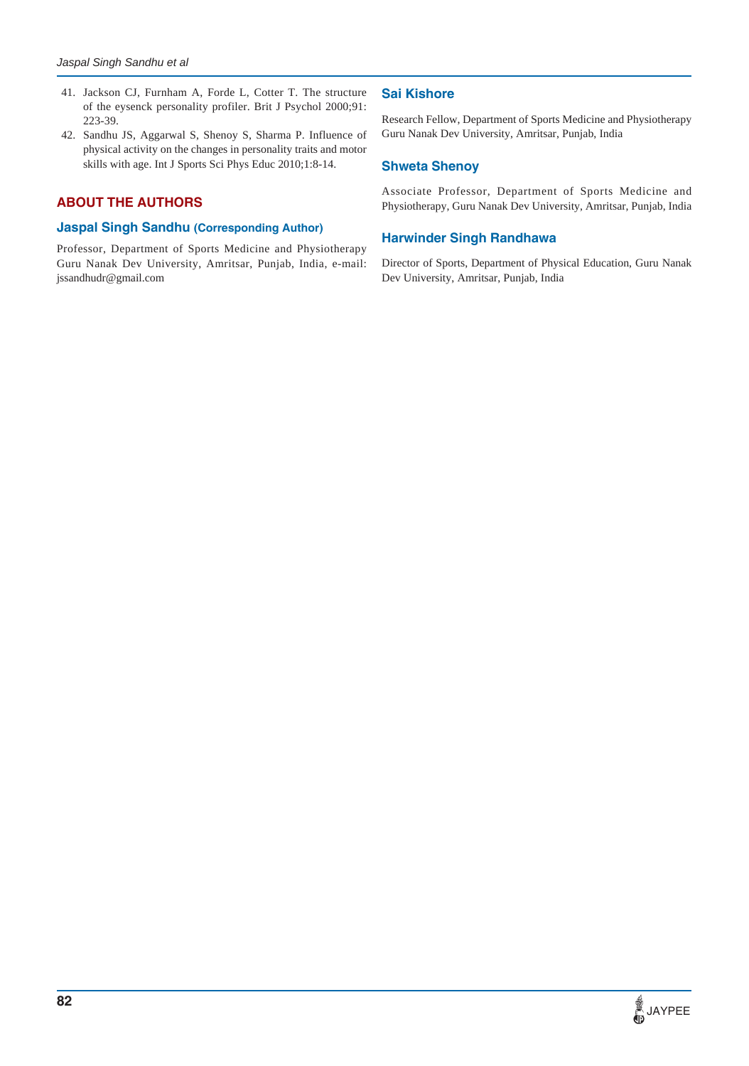41. Jackson CJ, Furnham A, Forde L, Cotter T. The structure of the eysenck personality profiler. Brit J Psychol 2000;91: 223-39.
42. Sandhu JS, Aggarwal S, Shenoy S, Sharma P. Influence of physical activity on the changes in personality traits and motor skills with age. Int J Sports Sci Phys Educ 2010;1:8-14.

## ABOUT THE AUTHORS

### Jaspal Singh Sandhu (Corresponding Author)

Professor, Department of Sports Medicine and Physiotherapy Guru Nanak Dev University, Amritsar, Punjab, India, e-mail: jssandhudr@gmail.com

### Sai Kishore

Research Fellow, Department of Sports Medicine and Physiotherapy Guru Nanak Dev University, Amritsar, Punjab, India

### Shweta Shenoy

Associate Professor, Department of Sports Medicine and Physiotherapy, Guru Nanak Dev University, Amritsar, Punjab, India

### Harwinder Singh Randhawa

Director of Sports, Department of Physical Education, Guru Nanak Dev University, Amritsar, Punjab, India